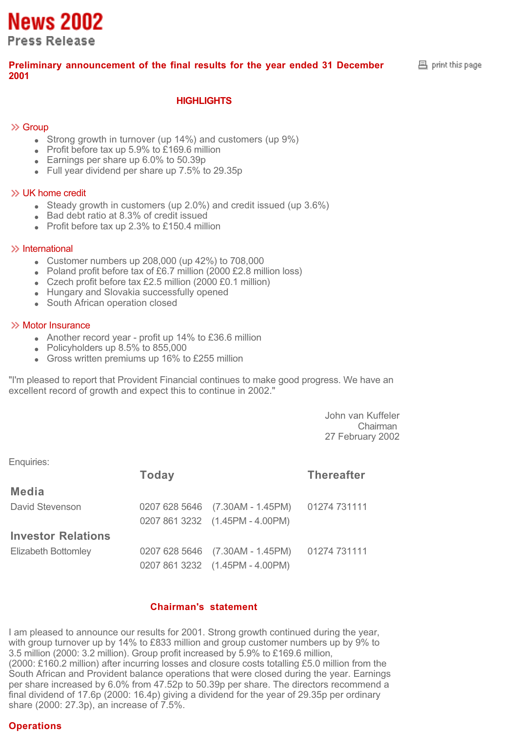# News 2002

## Press Release

**Preliminary announcement of the final results for the year ended 31 December 2001**

print this page

### HIGHLIGHTS

#### Group

- Strong growth in turnover (up 14%) and customers (up 9%)
- Profit before tax up 5.9% to £169.6 million
- Earnings per share up 6.0% to 50.39p
- Full year dividend per share up 7.5% to 29.35p

#### UK home credit

- Steady growth in customers (up 2.0%) and credit issued (up 3.6%)
- Bad debt ratio at 8.3% of credit issued
- Profit before tax up 2.3% to £150.4 million

#### International

- Customer numbers up 208,000 (up 42%) to 708,000
- Poland profit before tax of £6.7 million (2000 £2.8 million loss)
- Czech profit before tax £2.5 million (2000 £0.1 million)
- Hungary and Slovakia successfully opened
- South African operation closed

#### Motor Insurance

- Another record year - profit up 14% to £36.6 million
- Policyholders up 8.5% to 855,000
- Gross written premiums up 16% to £255 million

"I'm pleased to report that Provident Financial continues to make good progress. We have an excellent record of growth and expect this to continue in 2002."

John van Kuffeler
Chairman
27 February 2002

Enquiries:

| | Today | | Thereafter |
|---|---|---|---|
| **Media** | | | |
| David Stevenson | 0207 628 5646 | (7.30AM - 1.45PM) | 01274 731111 |
| | 0207 861 3232 | (1.45PM - 4.00PM) | |
| **Investor Relations** | | | |
| Elizabeth Bottomley | 0207 628 5646 | (7.30AM - 1.45PM) | 01274 731111 |
| | 0207 861 3232 | (1.45PM - 4.00PM) | |

### Chairman's statement

I am pleased to announce our results for 2001. Strong growth continued during the year, with group turnover up by 14% to £833 million and group customer numbers up by 9% to 3.5 million (2000: 3.2 million). Group profit increased by 5.9% to £169.6 million, (2000: £160.2 million) after incurring losses and closure costs totalling £5.0 million from the South African and Provident balance operations that were closed during the year. Earnings per share increased by 6.0% from 47.52p to 50.39p per share. The directors recommend a final dividend of 17.6p (2000: 16.4p) giving a dividend for the year of 29.35p per ordinary share (2000: 27.3p), an increase of 7.5%.

#### Operations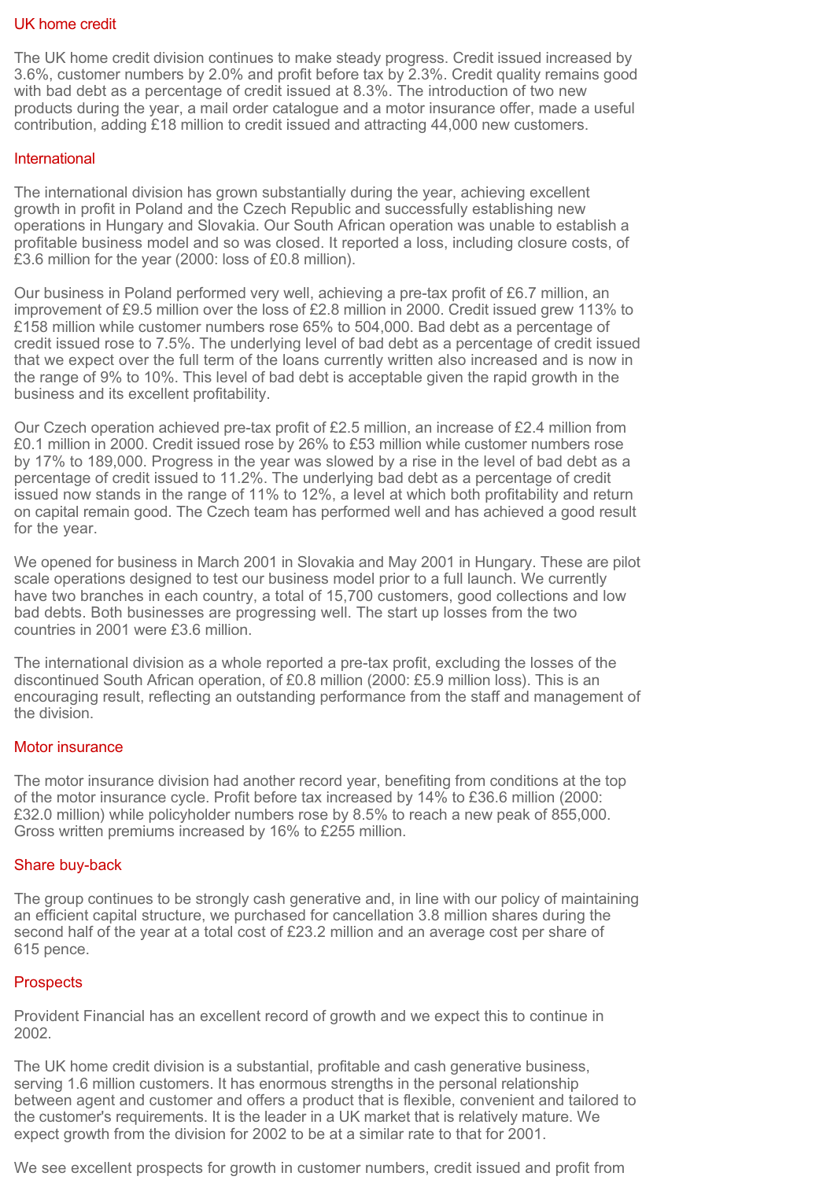## UK home credit

The UK home credit division continues to make steady progress. Credit issued increased by 3.6%, customer numbers by 2.0% and profit before tax by 2.3%. Credit quality remains good with bad debt as a percentage of credit issued at 8.3%. The introduction of two new products during the year, a mail order catalogue and a motor insurance offer, made a useful contribution, adding £18 million to credit issued and attracting 44,000 new customers.

## International

The international division has grown substantially during the year, achieving excellent growth in profit in Poland and the Czech Republic and successfully establishing new operations in Hungary and Slovakia. Our South African operation was unable to establish a profitable business model and so was closed. It reported a loss, including closure costs, of £3.6 million for the year (2000: loss of £0.8 million).

Our business in Poland performed very well, achieving a pre-tax profit of £6.7 million, an improvement of £9.5 million over the loss of £2.8 million in 2000. Credit issued grew 113% to £158 million while customer numbers rose 65% to 504,000. Bad debt as a percentage of credit issued rose to 7.5%. The underlying level of bad debt as a percentage of credit issued that we expect over the full term of the loans currently written also increased and is now in the range of 9% to 10%. This level of bad debt is acceptable given the rapid growth in the business and its excellent profitability.

Our Czech operation achieved pre-tax profit of £2.5 million, an increase of £2.4 million from £0.1 million in 2000. Credit issued rose by 26% to £53 million while customer numbers rose by 17% to 189,000. Progress in the year was slowed by a rise in the level of bad debt as a percentage of credit issued to 11.2%. The underlying bad debt as a percentage of credit issued now stands in the range of 11% to 12%, a level at which both profitability and return on capital remain good. The Czech team has performed well and has achieved a good result for the year.

We opened for business in March 2001 in Slovakia and May 2001 in Hungary. These are pilot scale operations designed to test our business model prior to a full launch. We currently have two branches in each country, a total of 15,700 customers, good collections and low bad debts. Both businesses are progressing well. The start up losses from the two countries in 2001 were £3.6 million.

The international division as a whole reported a pre-tax profit, excluding the losses of the discontinued South African operation, of £0.8 million (2000: £5.9 million loss). This is an encouraging result, reflecting an outstanding performance from the staff and management of the division.

## Motor insurance

The motor insurance division had another record year, benefiting from conditions at the top of the motor insurance cycle. Profit before tax increased by 14% to £36.6 million (2000: £32.0 million) while policyholder numbers rose by 8.5% to reach a new peak of 855,000. Gross written premiums increased by 16% to £255 million.

## Share buy-back

The group continues to be strongly cash generative and, in line with our policy of maintaining an efficient capital structure, we purchased for cancellation 3.8 million shares during the second half of the year at a total cost of £23.2 million and an average cost per share of 615 pence.

## Prospects

Provident Financial has an excellent record of growth and we expect this to continue in 2002.

The UK home credit division is a substantial, profitable and cash generative business, serving 1.6 million customers. It has enormous strengths in the personal relationship between agent and customer and offers a product that is flexible, convenient and tailored to the customer's requirements. It is the leader in a UK market that is relatively mature. We expect growth from the division for 2002 to be at a similar rate to that for 2001.

We see excellent prospects for growth in customer numbers, credit issued and profit from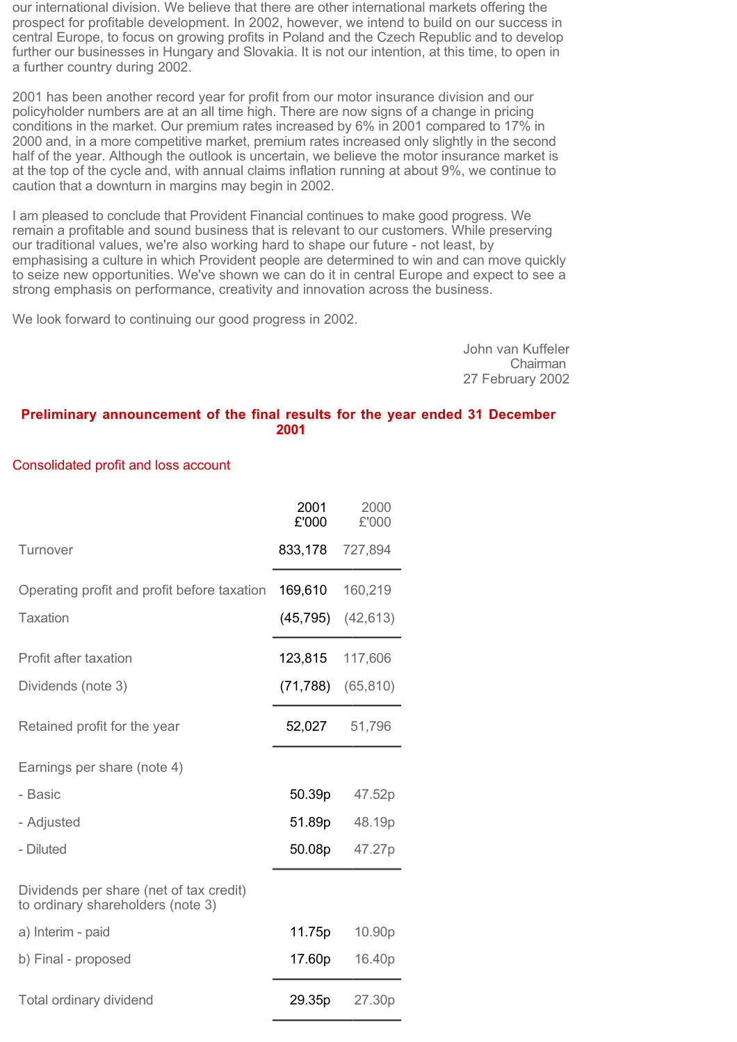our international division. We believe that there are other international markets offering the prospect for profitable development. In 2002, however, we intend to build on our success in central Europe, to focus on growing profits in Poland and the Czech Republic and to develop further our businesses in Hungary and Slovakia. It is not our intention, at this time, to open in a further country during 2002.

2001 has been another record year for profit from our motor insurance division and our policyholder numbers are at an all time high. There are now signs of a change in pricing conditions in the market. Our premium rates increased by 6% in 2001 compared to 17% in 2000 and, in a more competitive market, premium rates increased only slightly in the second half of the year. Although the outlook is uncertain, we believe the motor insurance market is at the top of the cycle and, with annual claims inflation running at about 9%, we continue to caution that a downturn in margins may begin in 2002.

I am pleased to conclude that Provident Financial continues to make good progress. We remain a profitable and sound business that is relevant to our customers. While preserving our traditional values, we're also working hard to shape our future - not least, by emphasising a culture in which Provident people are determined to win and can move quickly to seize new opportunities. We've shown we can do it in central Europe and expect to see a strong emphasis on performance, creativity and innovation across the business.

We look forward to continuing our good progress in 2002.

John van Kuffeler
Chairman
27 February 2002

## Preliminary announcement of the final results for the year ended 31 December 2001

### Consolidated profit and loss account

| | 2001 £'000 | 2000 £'000 |
|---|---|---|
| Turnover | 833,178 | 727,894 |
| Operating profit and profit before taxation | 169,610 | 160,219 |
| Taxation | (45,795) | (42,613) |
| Profit after taxation | 123,815 | 117,606 |
| Dividends (note 3) | (71,788) | (65,810) |
| Retained profit for the year | 52,027 | 51,796 |
| Earnings per share (note 4) | | |
| - Basic | 50.39p | 47.52p |
| - Adjusted | 51.89p | 48.19p |
| - Diluted | 50.08p | 47.27p |
| Dividends per share (net of tax credit) to ordinary shareholders (note 3) | | |
| a) Interim - paid | 11.75p | 10.90p |
| b) Final - proposed | 17.60p | 16.40p |
| Total ordinary dividend | 29.35p | 27.30p |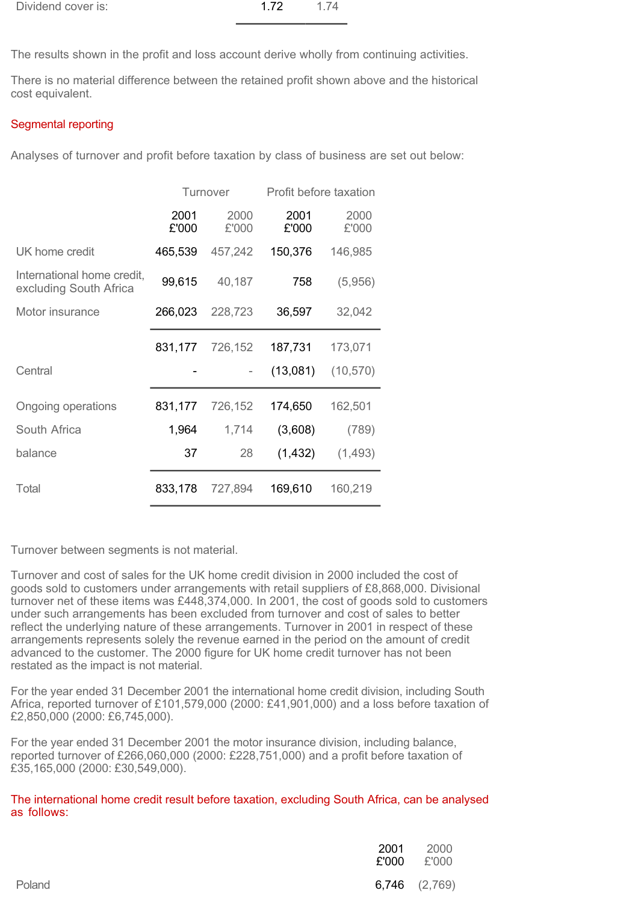| Dividend cover is: | 1.72 | 1.74 |
|---|---|---|

The results shown in the profit and loss account derive wholly from continuing activities.

There is no material difference between the retained profit shown above and the historical cost equivalent.

## Segmental reporting

Analyses of turnover and profit before taxation by class of business are set out below:

| | Turnover | | Profit before taxation | |
|---|---|---|---|---|
| | 2001 £'000 | 2000 £'000 | 2001 £'000 | 2000 £'000 |
| UK home credit | 465,539 | 457,242 | 150,376 | 146,985 |
| International home credit, excluding South Africa | 99,615 | 40,187 | 758 | (5,956) |
| Motor insurance | 266,023 | 228,723 | 36,597 | 32,042 |
| | 831,177 | 726,152 | 187,731 | 173,071 |
| Central | - | - | (13,081) | (10,570) |
| Ongoing operations | 831,177 | 726,152 | 174,650 | 162,501 |
| South Africa | 1,964 | 1,714 | (3,608) | (789) |
| balance | 37 | 28 | (1,432) | (1,493) |
| Total | 833,178 | 727,894 | 169,610 | 160,219 |

Turnover between segments is not material.

Turnover and cost of sales for the UK home credit division in 2000 included the cost of goods sold to customers under arrangements with retail suppliers of £8,868,000. Divisional turnover net of these items was £448,374,000. In 2001, the cost of goods sold to customers under such arrangements has been excluded from turnover and cost of sales to better reflect the underlying nature of these arrangements. Turnover in 2001 in respect of these arrangements represents solely the revenue earned in the period on the amount of credit advanced to the customer. The 2000 figure for UK home credit turnover has not been restated as the impact is not material.

For the year ended 31 December 2001 the international home credit division, including South Africa, reported turnover of £101,579,000 (2000: £41,901,000) and a loss before taxation of £2,850,000 (2000: £6,745,000).

For the year ended 31 December 2001 the motor insurance division, including balance, reported turnover of £266,060,000 (2000: £228,751,000) and a profit before taxation of £35,165,000 (2000: £30,549,000).

## The international home credit result before taxation, excluding South Africa, can be analysed as follows:

| | 2001 £'000 | 2000 £'000 |
|---|---|---|
| Poland | 6,746 | (2,769) |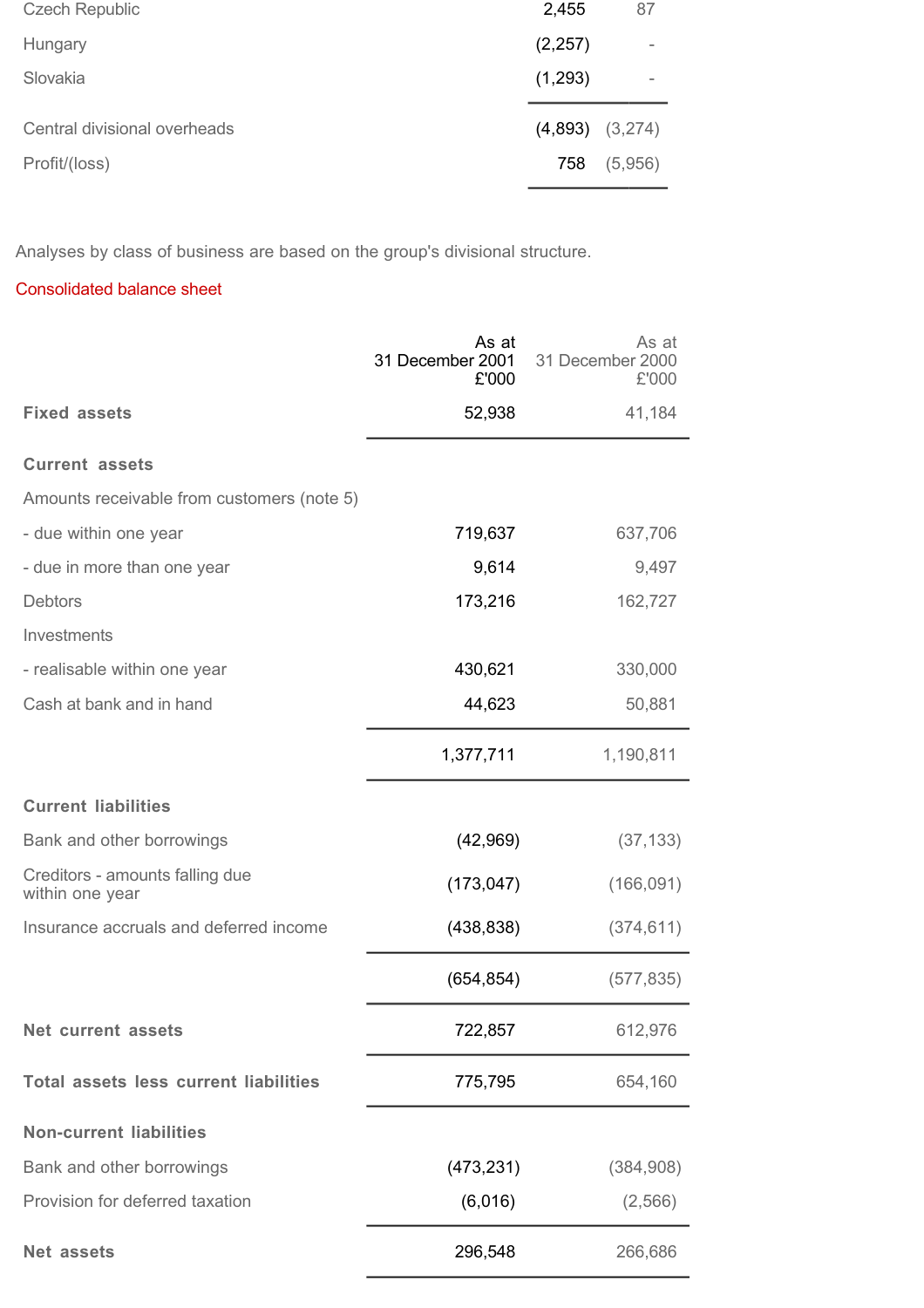| | | |
|---|---|---|
| Czech Republic | 2,455 | 87 |
| Hungary | (2,257) | - |
| Slovakia | (1,293) | - |
| Central divisional overheads | (4,893) | (3,274) |
| Profit/(loss) | 758 | (5,956) |

Analyses by class of business are based on the group's divisional structure.

## Consolidated balance sheet

| | As at 31 December 2001 £'000 | As at 31 December 2000 £'000 |
|---|---|---|
| **Fixed assets** | 52,938 | 41,184 |
| **Current assets** | | |
| Amounts receivable from customers (note 5) | | |
| - due within one year | 719,637 | 637,706 |
| - due in more than one year | 9,614 | 9,497 |
| Debtors | 173,216 | 162,727 |
| Investments | | |
| - realisable within one year | 430,621 | 330,000 |
| Cash at bank and in hand | 44,623 | 50,881 |
| | 1,377,711 | 1,190,811 |
| **Current liabilities** | | |
| Bank and other borrowings | (42,969) | (37,133) |
| Creditors - amounts falling due within one year | (173,047) | (166,091) |
| Insurance accruals and deferred income | (438,838) | (374,611) |
| | (654,854) | (577,835) |
| **Net current assets** | 722,857 | 612,976 |
| **Total assets less current liabilities** | 775,795 | 654,160 |
| **Non-current liabilities** | | |
| Bank and other borrowings | (473,231) | (384,908) |
| Provision for deferred taxation | (6,016) | (2,566) |
| **Net assets** | 296,548 | 266,686 |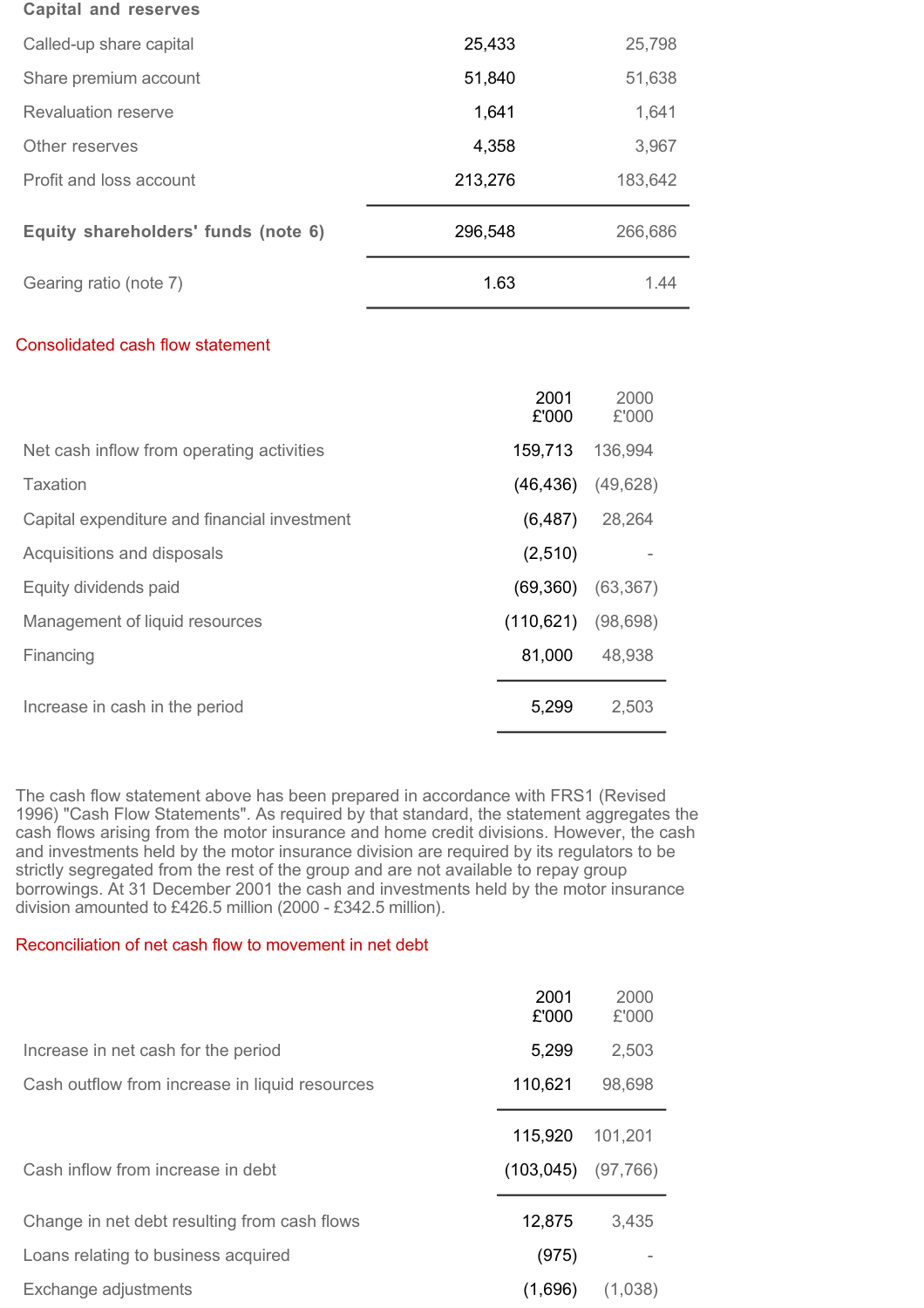**Capital and reserves**

| | | |
|---|---|---|
| Called-up share capital | 25,433 | 25,798 |
| Share premium account | 51,840 | 51,638 |
| Revaluation reserve | 1,641 | 1,641 |
| Other reserves | 4,358 | 3,967 |
| Profit and loss account | 213,276 | 183,642 |
| **Equity shareholders' funds (note 6)** | 296,548 | 266,686 |
| Gearing ratio (note 7) | 1.63 | 1.44 |

## Consolidated cash flow statement

| | 2001 £'000 | 2000 £'000 |
|---|---|---|
| Net cash inflow from operating activities | 159,713 | 136,994 |
| Taxation | (46,436) | (49,628) |
| Capital expenditure and financial investment | (6,487) | 28,264 |
| Acquisitions and disposals | (2,510) | - |
| Equity dividends paid | (69,360) | (63,367) |
| Management of liquid resources | (110,621) | (98,698) |
| Financing | 81,000 | 48,938 |
| Increase in cash in the period | 5,299 | 2,503 |

The cash flow statement above has been prepared in accordance with FRS1 (Revised 1996) "Cash Flow Statements". As required by that standard, the statement aggregates the cash flows arising from the motor insurance and home credit divisions. However, the cash and investments held by the motor insurance division are required by its regulators to be strictly segregated from the rest of the group and are not available to repay group borrowings. At 31 December 2001 the cash and investments held by the motor insurance division amounted to £426.5 million (2000 - £342.5 million).

## Reconciliation of net cash flow to movement in net debt

| | 2001 £'000 | 2000 £'000 |
|---|---|---|
| Increase in net cash for the period | 5,299 | 2,503 |
| Cash outflow from increase in liquid resources | 110,621 | 98,698 |
| | 115,920 | 101,201 |
| Cash inflow from increase in debt | (103,045) | (97,766) |
| Change in net debt resulting from cash flows | 12,875 | 3,435 |
| Loans relating to business acquired | (975) | - |
| Exchange adjustments | (1,696) | (1,038) |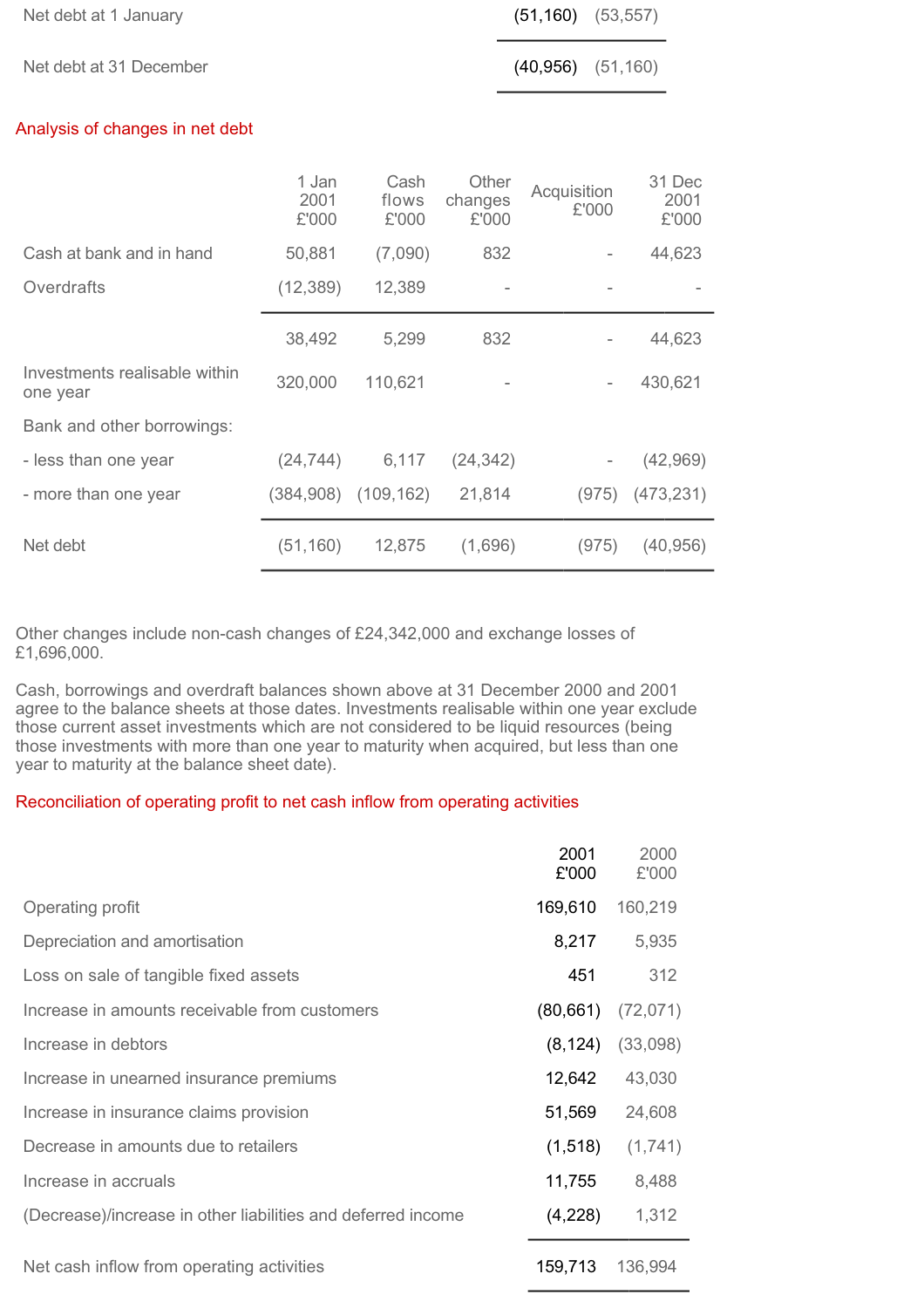| | | |
|---|---|---|
| Net debt at 1 January | (51,160) | (53,557) |
| Net debt at 31 December | (40,956) | (51,160) |

## Analysis of changes in net debt

| | 1 Jan 2001 £'000 | Cash flows £'000 | Other changes £'000 | Acquisition £'000 | 31 Dec 2001 £'000 |
|---|---|---|---|---|---|
| Cash at bank and in hand | 50,881 | (7,090) | 832 | - | 44,623 |
| Overdrafts | (12,389) | 12,389 | - | - | - |
| | 38,492 | 5,299 | 832 | - | 44,623 |
| Investments realisable within one year | 320,000 | 110,621 | - | - | 430,621 |
| Bank and other borrowings: | | | | | |
| - less than one year | (24,744) | 6,117 | (24,342) | - | (42,969) |
| - more than one year | (384,908) | (109,162) | 21,814 | (975) | (473,231) |
| Net debt | (51,160) | 12,875 | (1,696) | (975) | (40,956) |

Other changes include non-cash changes of £24,342,000 and exchange losses of £1,696,000.

Cash, borrowings and overdraft balances shown above at 31 December 2000 and 2001 agree to the balance sheets at those dates. Investments realisable within one year exclude those current asset investments which are not considered to be liquid resources (being those investments with more than one year to maturity when acquired, but less than one year to maturity at the balance sheet date).

## Reconciliation of operating profit to net cash inflow from operating activities

| | 2001 £'000 | 2000 £'000 |
|---|---|---|
| Operating profit | 169,610 | 160,219 |
| Depreciation and amortisation | 8,217 | 5,935 |
| Loss on sale of tangible fixed assets | 451 | 312 |
| Increase in amounts receivable from customers | (80,661) | (72,071) |
| Increase in debtors | (8,124) | (33,098) |
| Increase in unearned insurance premiums | 12,642 | 43,030 |
| Increase in insurance claims provision | 51,569 | 24,608 |
| Decrease in amounts due to retailers | (1,518) | (1,741) |
| Increase in accruals | 11,755 | 8,488 |
| (Decrease)/increase in other liabilities and deferred income | (4,228) | 1,312 |
| Net cash inflow from operating activities | 159,713 | 136,994 |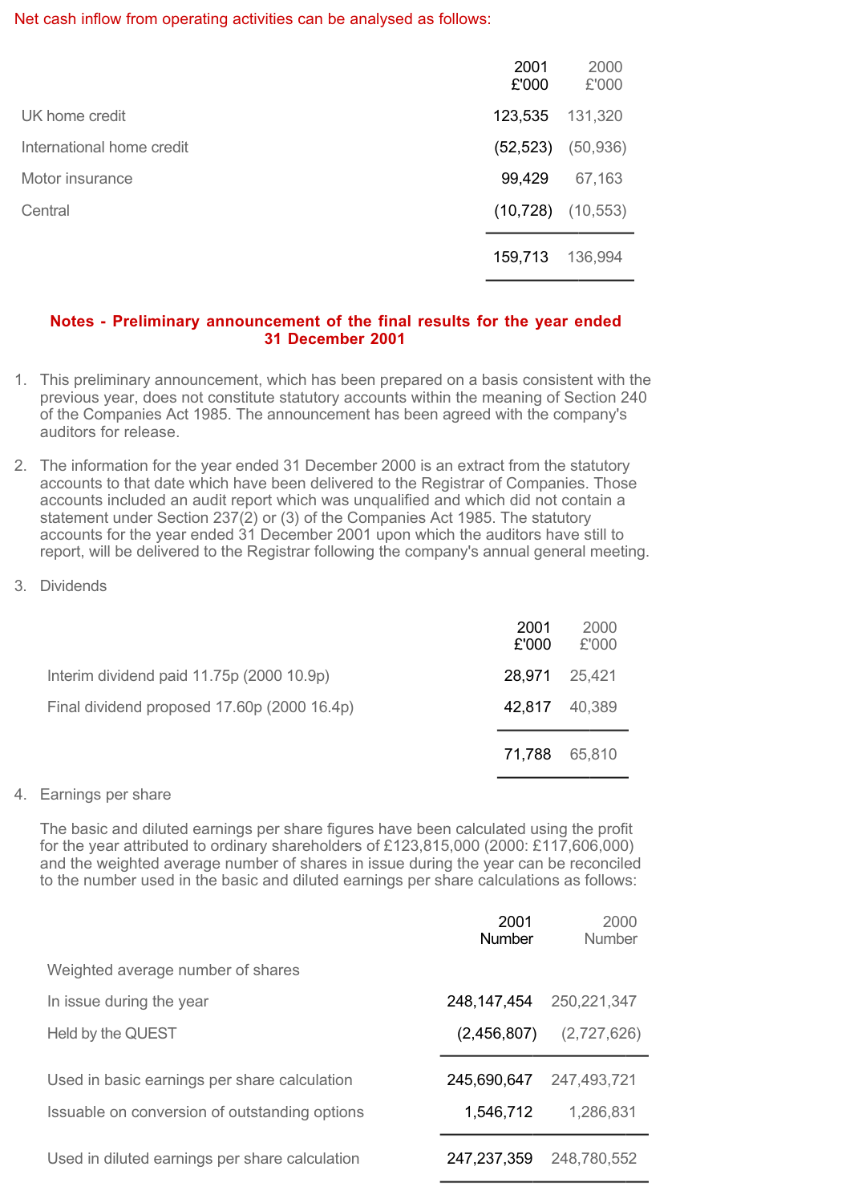Net cash inflow from operating activities can be analysed as follows:

| | 2001 £'000 | 2000 £'000 |
|---|---|---|
| UK home credit | 123,535 | 131,320 |
| International home credit | (52,523) | (50,936) |
| Motor insurance | 99,429 | 67,163 |
| Central | (10,728) | (10,553) |
| | 159,713 | 136,994 |

## Notes - Preliminary announcement of the final results for the year ended 31 December 2001

1. This preliminary announcement, which has been prepared on a basis consistent with the previous year, does not constitute statutory accounts within the meaning of Section 240 of the Companies Act 1985. The announcement has been agreed with the company's auditors for release.

2. The information for the year ended 31 December 2000 is an extract from the statutory accounts to that date which have been delivered to the Registrar of Companies. Those accounts included an audit report which was unqualified and which did not contain a statement under Section 237(2) or (3) of the Companies Act 1985. The statutory accounts for the year ended 31 December 2001 upon which the auditors have still to report, will be delivered to the Registrar following the company's annual general meeting.

3. Dividends

| | 2001 £'000 | 2000 £'000 |
|---|---|---|
| Interim dividend paid 11.75p (2000 10.9p) | 28,971 | 25,421 |
| Final dividend proposed 17.60p (2000 16.4p) | 42,817 | 40,389 |
| | 71,788 | 65,810 |

4. Earnings per share

   The basic and diluted earnings per share figures have been calculated using the profit for the year attributed to ordinary shareholders of £123,815,000 (2000: £117,606,000) and the weighted average number of shares in issue during the year can be reconciled to the number used in the basic and diluted earnings per share calculations as follows:

| | 2001 Number | 2000 Number |
|---|---|---|
| Weighted average number of shares | | |
| In issue during the year | 248,147,454 | 250,221,347 |
| Held by the QUEST | (2,456,807) | (2,727,626) |
| Used in basic earnings per share calculation | 245,690,647 | 247,493,721 |
| Issuable on conversion of outstanding options | 1,546,712 | 1,286,831 |
| Used in diluted earnings per share calculation | 247,237,359 | 248,780,552 |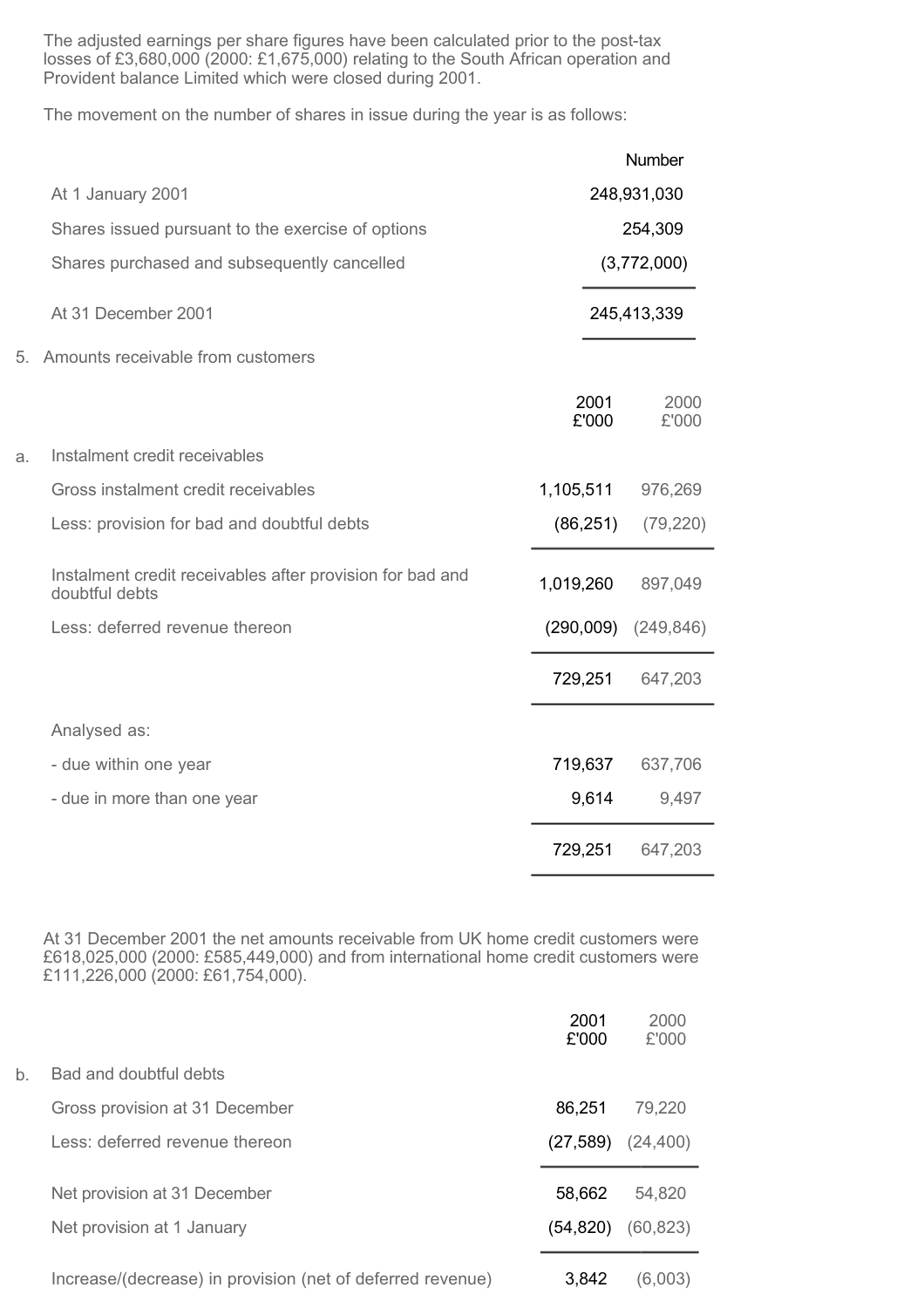The adjusted earnings per share figures have been calculated prior to the post-tax losses of £3,680,000 (2000: £1,675,000) relating to the South African operation and Provident balance Limited which were closed during 2001.

The movement on the number of shares in issue during the year is as follows:

| | Number |
|---|---|
| At 1 January 2001 | 248,931,030 |
| Shares issued pursuant to the exercise of options | 254,309 |
| Shares purchased and subsequently cancelled | (3,772,000) |
| At 31 December 2001 | 245,413,339 |

5. Amounts receivable from customers

| | 2001 £'000 | 2000 £'000 |
|---|---|---|
| a. Instalment credit receivables | | |
| Gross instalment credit receivables | 1,105,511 | 976,269 |
| Less: provision for bad and doubtful debts | (86,251) | (79,220) |
| Instalment credit receivables after provision for bad and doubtful debts | 1,019,260 | 897,049 |
| Less: deferred revenue thereon | (290,009) | (249,846) |
| | 729,251 | 647,203 |
| Analysed as: | | |
| - due within one year | 719,637 | 637,706 |
| - due in more than one year | 9,614 | 9,497 |
| | 729,251 | 647,203 |

At 31 December 2001 the net amounts receivable from UK home credit customers were £618,025,000 (2000: £585,449,000) and from international home credit customers were £111,226,000 (2000: £61,754,000).

| | 2001 £'000 | 2000 £'000 |
|---|---|---|
| b. Bad and doubtful debts | | |
| Gross provision at 31 December | 86,251 | 79,220 |
| Less: deferred revenue thereon | (27,589) | (24,400) |
| Net provision at 31 December | 58,662 | 54,820 |
| Net provision at 1 January | (54,820) | (60,823) |
| Increase/(decrease) in provision (net of deferred revenue) | 3,842 | (6,003) |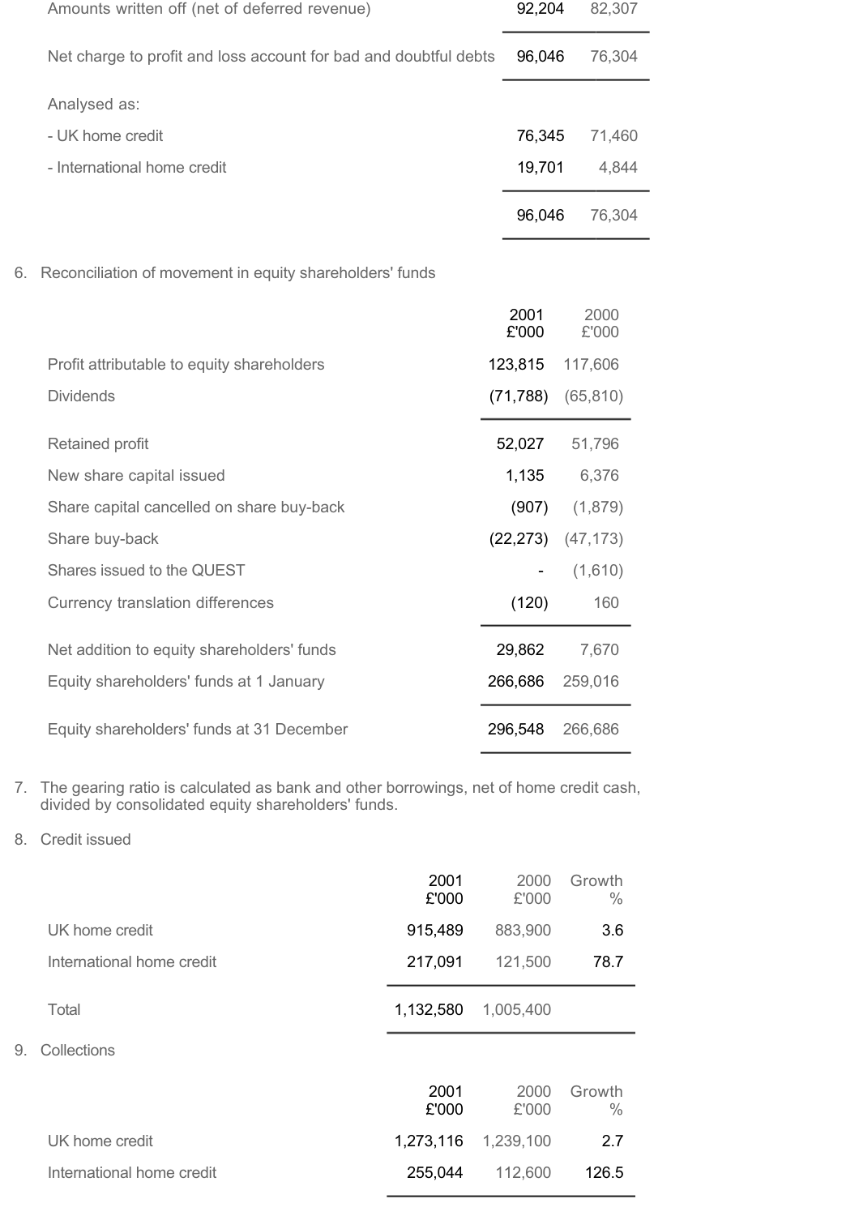| | | |
|---|---|---|
| Amounts written off (net of deferred revenue) | 92,204 | 82,307 |
| Net charge to profit and loss account for bad and doubtful debts | 96,046 | 76,304 |
| Analysed as: | | |
| - UK home credit | 76,345 | 71,460 |
| - International home credit | 19,701 | 4,844 |
| | 96,046 | 76,304 |

6. Reconciliation of movement in equity shareholders' funds

| | 2001 £'000 | 2000 £'000 |
|---|---|---|
| Profit attributable to equity shareholders | 123,815 | 117,606 |
| Dividends | (71,788) | (65,810) |
| Retained profit | 52,027 | 51,796 |
| New share capital issued | 1,135 | 6,376 |
| Share capital cancelled on share buy-back | (907) | (1,879) |
| Share buy-back | (22,273) | (47,173) |
| Shares issued to the QUEST | - | (1,610) |
| Currency translation differences | (120) | 160 |
| Net addition to equity shareholders' funds | 29,862 | 7,670 |
| Equity shareholders' funds at 1 January | 266,686 | 259,016 |
| Equity shareholders' funds at 31 December | 296,548 | 266,686 |

7. The gearing ratio is calculated as bank and other borrowings, net of home credit cash, divided by consolidated equity shareholders' funds.

8. Credit issued

| | 2001 £'000 | 2000 £'000 | Growth % |
|---|---|---|---|
| UK home credit | 915,489 | 883,900 | 3.6 |
| International home credit | 217,091 | 121,500 | 78.7 |
| Total | 1,132,580 | 1,005,400 | |

9. Collections

| | 2001 £'000 | 2000 £'000 | Growth % |
|---|---|---|---|
| UK home credit | 1,273,116 | 1,239,100 | 2.7 |
| International home credit | 255,044 | 112,600 | 126.5 |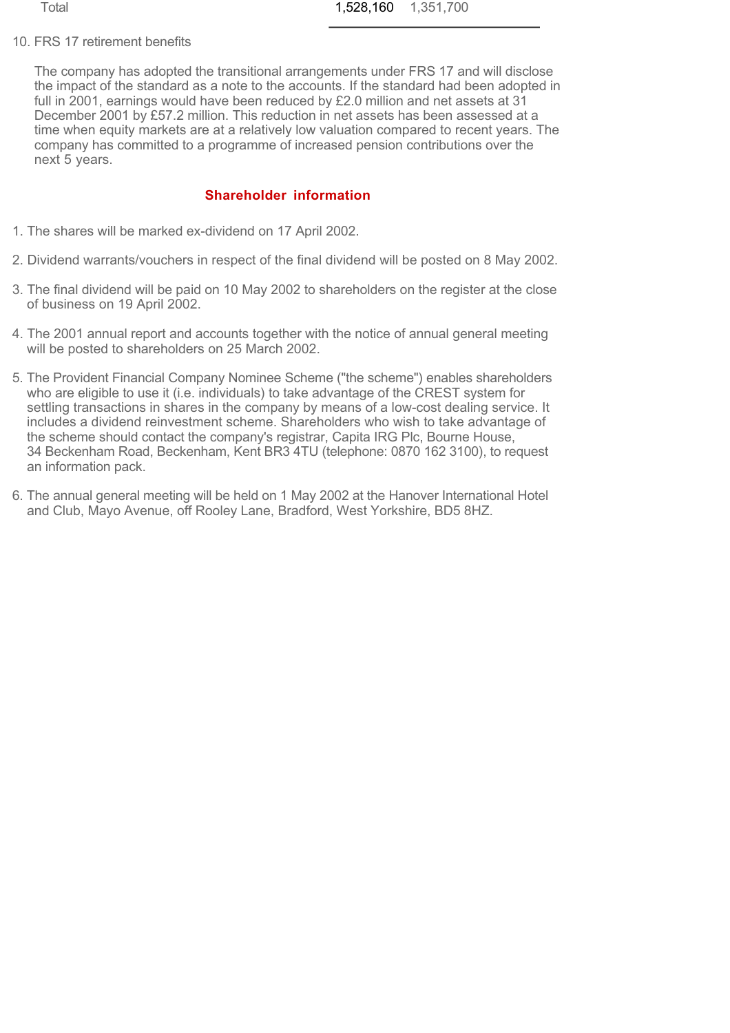| | | |
|---|---|---|
| Total | 1,528,160 | 1,351,700 |

10. FRS 17 retirement benefits

    The company has adopted the transitional arrangements under FRS 17 and will disclose the impact of the standard as a note to the accounts. If the standard had been adopted in full in 2001, earnings would have been reduced by £2.0 million and net assets at 31 December 2001 by £57.2 million. This reduction in net assets has been assessed at a time when equity markets are at a relatively low valuation compared to recent years. The company has committed to a programme of increased pension contributions over the next 5 years.

## Shareholder information

1. The shares will be marked ex-dividend on 17 April 2002.

2. Dividend warrants/vouchers in respect of the final dividend will be posted on 8 May 2002.

3. The final dividend will be paid on 10 May 2002 to shareholders on the register at the close of business on 19 April 2002.

4. The 2001 annual report and accounts together with the notice of annual general meeting will be posted to shareholders on 25 March 2002.

5. The Provident Financial Company Nominee Scheme ("the scheme") enables shareholders who are eligible to use it (i.e. individuals) to take advantage of the CREST system for settling transactions in shares in the company by means of a low-cost dealing service. It includes a dividend reinvestment scheme. Shareholders who wish to take advantage of the scheme should contact the company's registrar, Capita IRG Plc, Bourne House, 34 Beckenham Road, Beckenham, Kent BR3 4TU (telephone: 0870 162 3100), to request an information pack.

6. The annual general meeting will be held on 1 May 2002 at the Hanover International Hotel and Club, Mayo Avenue, off Rooley Lane, Bradford, West Yorkshire, BD5 8HZ.